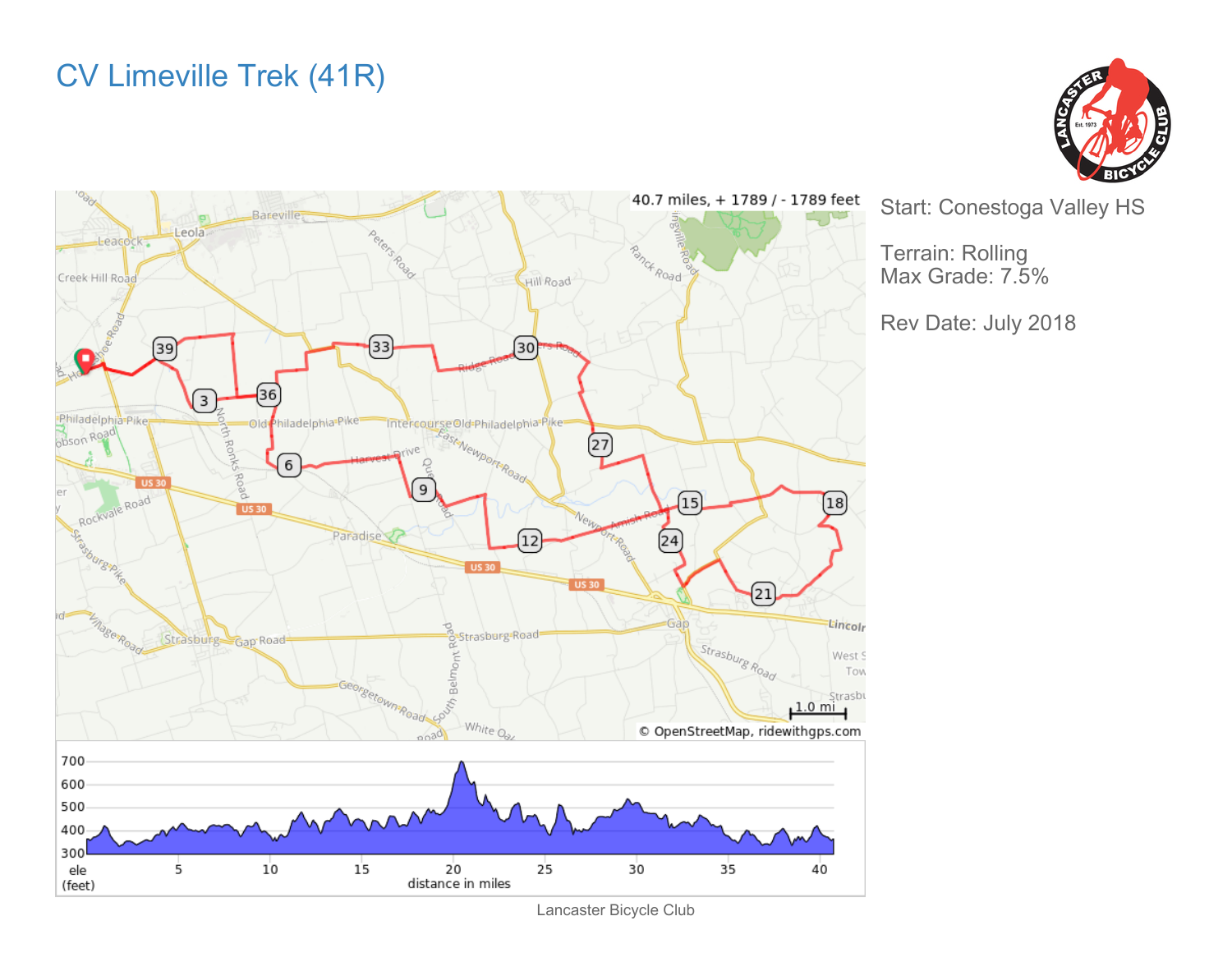# CV Limeville Trek (41R)

Start: Conestoga Valley HS

Terrain: Rolling
Max Grade: 7.5%

Rev Date: July 2018

40.7 miles, + 1789 / - 1789 feet

© OpenStreetMap, ridewithgps.com

Lancaster Bicycle Club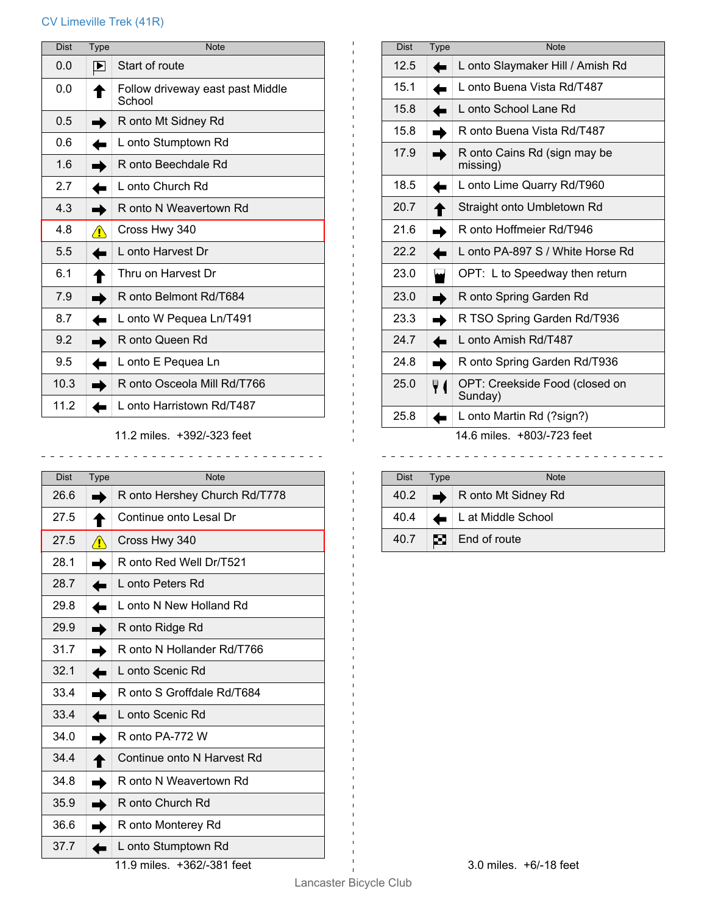CV Limeville Trek (41R)

| Dist | Type | Note |
| --- | --- | --- |
| 0.0 | | Start of route |
| 0.0 | | Follow driveway east past Middle School |
| 0.5 | | R onto Mt Sidney Rd |
| 0.6 | | L onto Stumptown Rd |
| 1.6 | | R onto Beechdale Rd |
| 2.7 | | L onto Church Rd |
| 4.3 | | R onto N Weavertown Rd |
| 4.8 | | Cross Hwy 340 |
| 5.5 | | L onto Harvest Dr |
| 6.1 | | Thru on Harvest Dr |
| 7.9 | | R onto Belmont Rd/T684 |
| 8.7 | | L onto W Pequea Ln/T491 |
| 9.2 | | R onto Queen Rd |
| 9.5 | | L onto E Pequea Ln |
| 10.3 | | R onto Osceola Mill Rd/T766 |
| 11.2 | | L onto Harristown Rd/T487 |

11.2 miles. +392/-323 feet

| Dist | Type | Note |
| --- | --- | --- |
| 12.5 | | L onto Slaymaker Hill / Amish Rd |
| 15.1 | | L onto Buena Vista Rd/T487 |
| 15.8 | | L onto School Lane Rd |
| 15.8 | | R onto Buena Vista Rd/T487 |
| 17.9 | | R onto Cains Rd (sign may be missing) |
| 18.5 | | L onto Lime Quarry Rd/T960 |
| 20.7 | | Straight onto Umbletown Rd |
| 21.6 | | R onto Hoffmeier Rd/T946 |
| 22.2 | | L onto PA-897 S / White Horse Rd |
| 23.0 | | OPT: L to Speedway then return |
| 23.0 | | R onto Spring Garden Rd |
| 23.3 | | R TSO Spring Garden Rd/T936 |
| 24.7 | | L onto Amish Rd/T487 |
| 24.8 | | R onto Spring Garden Rd/T936 |
| 25.0 | | OPT: Creekside Food (closed on Sunday) |
| 25.8 | | L onto Martin Rd (?sign?) |

14.6 miles. +803/-723 feet

| Dist | Type | Note |
| --- | --- | --- |
| 26.6 | | R onto Hershey Church Rd/T778 |
| 27.5 | | Continue onto Lesal Dr |
| 27.5 | | Cross Hwy 340 |
| 28.1 | | R onto Red Well Dr/T521 |
| 28.7 | | L onto Peters Rd |
| 29.8 | | L onto N New Holland Rd |
| 29.9 | | R onto Ridge Rd |
| 31.7 | | R onto N Hollander Rd/T766 |
| 32.1 | | L onto Scenic Rd |
| 33.4 | | R onto S Groffdale Rd/T684 |
| 33.4 | | L onto Scenic Rd |
| 34.0 | | R onto PA-772 W |
| 34.4 | | Continue onto N Harvest Rd |
| 34.8 | | R onto N Weavertown Rd |
| 35.9 | | R onto Church Rd |
| 36.6 | | R onto Monterey Rd |
| 37.7 | | L onto Stumptown Rd |

11.9 miles. +362/-381 feet

| Dist | Type | Note |
| --- | --- | --- |
| 40.2 | | R onto Mt Sidney Rd |
| 40.4 | | L at Middle School |
| 40.7 | | End of route |

3.0 miles. +6/-18 feet

Lancaster Bicycle Club